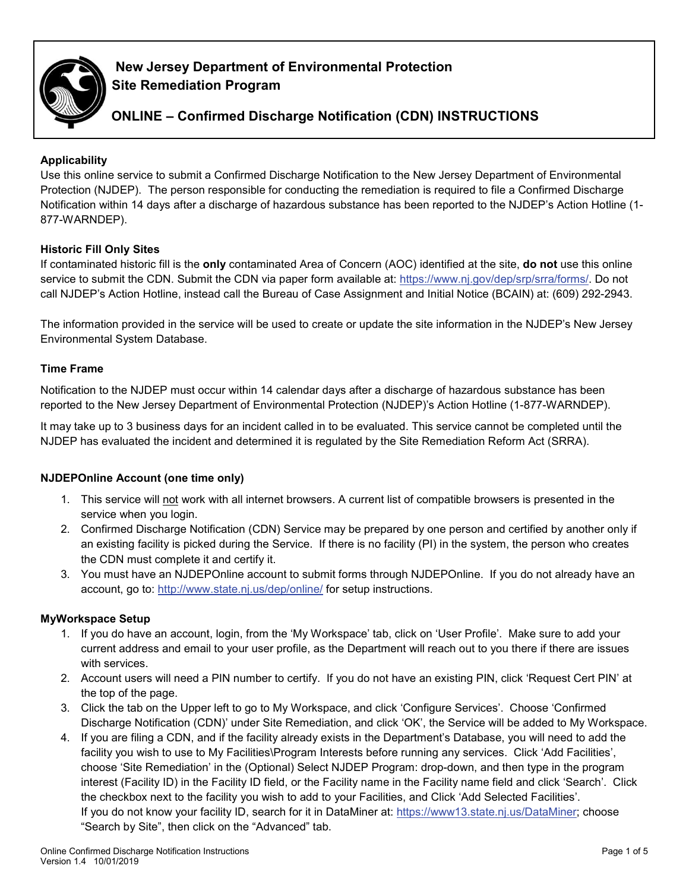# New Jersey Department of Environmental Protection
## Site Remediation Program

## ONLINE – Confirmed Discharge Notification (CDN) INSTRUCTIONS

### Applicability

Use this online service to submit a Confirmed Discharge Notification to the New Jersey Department of Environmental Protection (NJDEP). The person responsible for conducting the remediation is required to file a Confirmed Discharge Notification within 14 days after a discharge of hazardous substance has been reported to the NJDEP's Action Hotline (1-877-WARNDEP).

### Historic Fill Only Sites

If contaminated historic fill is the **only** contaminated Area of Concern (AOC) identified at the site, **do not** use this online service to submit the CDN. Submit the CDN via paper form available at: https://www.nj.gov/dep/srp/srra/forms/. Do not call NJDEP's Action Hotline, instead call the Bureau of Case Assignment and Initial Notice (BCAIN) at: (609) 292-2943.

The information provided in the service will be used to create or update the site information in the NJDEP's New Jersey Environmental System Database.

### Time Frame

Notification to the NJDEP must occur within 14 calendar days after a discharge of hazardous substance has been reported to the New Jersey Department of Environmental Protection (NJDEP)'s Action Hotline (1-877-WARNDEP).

It may take up to 3 business days for an incident called in to be evaluated. This service cannot be completed until the NJDEP has evaluated the incident and determined it is regulated by the Site Remediation Reform Act (SRRA).

### NJDEPOnline Account (one time only)

1. This service will not work with all internet browsers. A current list of compatible browsers is presented in the service when you login.
2. Confirmed Discharge Notification (CDN) Service may be prepared by one person and certified by another only if an existing facility is picked during the Service. If there is no facility (PI) in the system, the person who creates the CDN must complete it and certify it.
3. You must have an NJDEPOnline account to submit forms through NJDEPOnline. If you do not already have an account, go to: http://www.state.nj.us/dep/online/ for setup instructions.

### MyWorkspace Setup

1. If you do have an account, login, from the 'My Workspace' tab, click on 'User Profile'. Make sure to add your current address and email to your user profile, as the Department will reach out to you there if there are issues with services.
2. Account users will need a PIN number to certify. If you do not have an existing PIN, click 'Request Cert PIN' at the top of the page.
3. Click the tab on the Upper left to go to My Workspace, and click 'Configure Services'. Choose 'Confirmed Discharge Notification (CDN)' under Site Remediation, and click 'OK', the Service will be added to My Workspace.
4. If you are filing a CDN, and if the facility already exists in the Department's Database, you will need to add the facility you wish to use to My Facilities\Program Interests before running any services. Click 'Add Facilities', choose 'Site Remediation' in the (Optional) Select NJDEP Program: drop-down, and then type in the program interest (Facility ID) in the Facility ID field, or the Facility name in the Facility name field and click 'Search'. Click the checkbox next to the facility you wish to add to your Facilities, and Click 'Add Selected Facilities'.
   If you do not know your facility ID, search for it in DataMiner at: https://www13.state.nj.us/DataMiner; choose "Search by Site", then click on the "Advanced" tab.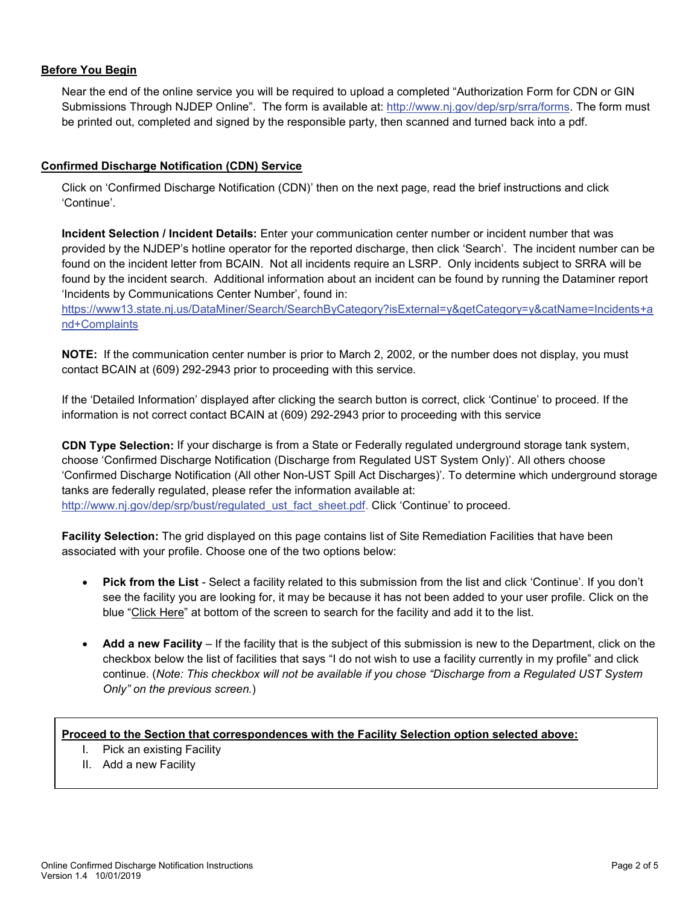## Before You Begin

Near the end of the online service you will be required to upload a completed "Authorization Form for CDN or GIN Submissions Through NJDEP Online". The form is available at: http://www.nj.gov/dep/srp/srra/forms. The form must be printed out, completed and signed by the responsible party, then scanned and turned back into a pdf.

## Confirmed Discharge Notification (CDN) Service

Click on 'Confirmed Discharge Notification (CDN)' then on the next page, read the brief instructions and click 'Continue'.

**Incident Selection / Incident Details:** Enter your communication center number or incident number that was provided by the NJDEP's hotline operator for the reported discharge, then click 'Search'. The incident number can be found on the incident letter from BCAIN. Not all incidents require an LSRP. Only incidents subject to SRRA will be found by the incident search. Additional information about an incident can be found by running the Dataminer report 'Incidents by Communications Center Number', found in: https://www13.state.nj.us/DataMiner/Search/SearchByCategory?isExternal=y&getCategory=y&catName=Incidents+and+Complaints

**NOTE:** If the communication center number is prior to March 2, 2002, or the number does not display, you must contact BCAIN at (609) 292-2943 prior to proceeding with this service.

If the 'Detailed Information' displayed after clicking the search button is correct, click 'Continue' to proceed. If the information is not correct contact BCAIN at (609) 292-2943 prior to proceeding with this service

**CDN Type Selection:** If your discharge is from a State or Federally regulated underground storage tank system, choose 'Confirmed Discharge Notification (Discharge from Regulated UST System Only)'. All others choose 'Confirmed Discharge Notification (All other Non-UST Spill Act Discharges)'. To determine which underground storage tanks are federally regulated, please refer the information available at: http://www.nj.gov/dep/srp/bust/regulated_ust_fact_sheet.pdf. Click 'Continue' to proceed.

**Facility Selection:** The grid displayed on this page contains list of Site Remediation Facilities that have been associated with your profile. Choose one of the two options below:

- **Pick from the List** - Select a facility related to this submission from the list and click 'Continue'. If you don't see the facility you are looking for, it may be because it has not been added to your user profile. Click on the blue "Click Here" at bottom of the screen to search for the facility and add it to the list.

- **Add a new Facility** – If the facility that is the subject of this submission is new to the Department, click on the checkbox below the list of facilities that says "I do not wish to use a facility currently in my profile" and click continue. (*Note: This checkbox will not be available if you chose "Discharge from a Regulated UST System Only" on the previous screen.*)

**Proceed to the Section that correspondences with the Facility Selection option selected above:**

I. Pick an existing Facility
II. Add a new Facility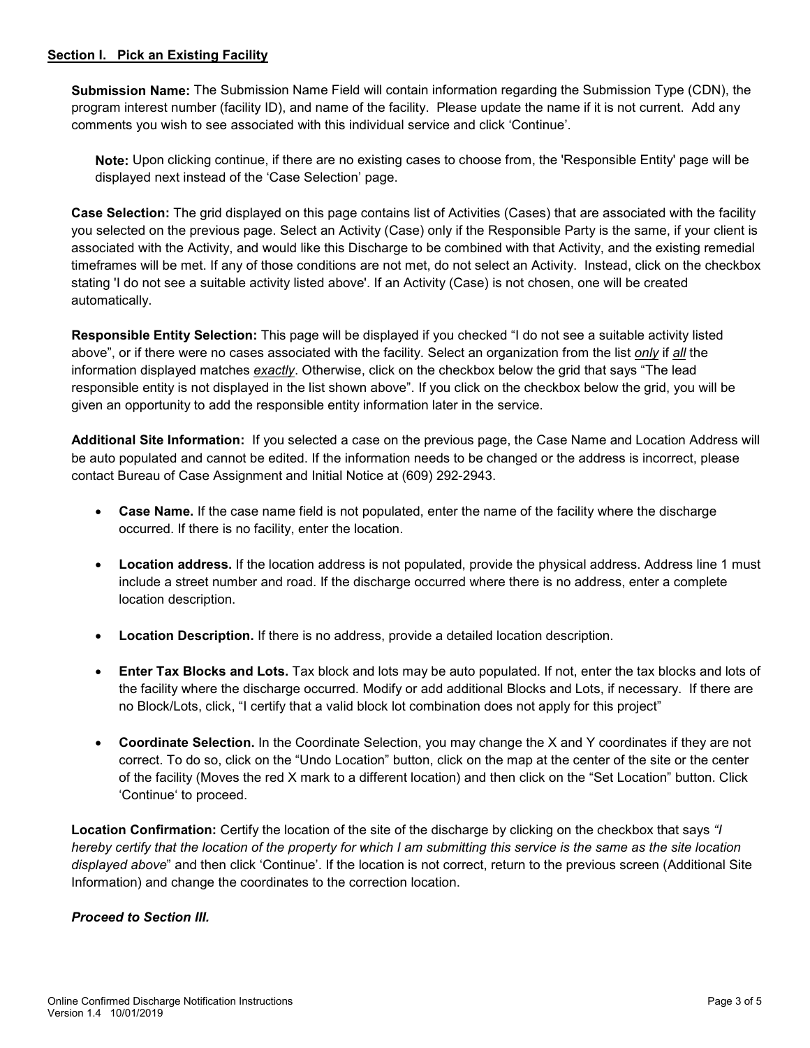## Section I. Pick an Existing Facility

**Submission Name:** The Submission Name Field will contain information regarding the Submission Type (CDN), the program interest number (facility ID), and name of the facility. Please update the name if it is not current. Add any comments you wish to see associated with this individual service and click 'Continue'.

**Note:** Upon clicking continue, if there are no existing cases to choose from, the 'Responsible Entity' page will be displayed next instead of the 'Case Selection' page.

**Case Selection:** The grid displayed on this page contains list of Activities (Cases) that are associated with the facility you selected on the previous page. Select an Activity (Case) only if the Responsible Party is the same, if your client is associated with the Activity, and would like this Discharge to be combined with that Activity, and the existing remedial timeframes will be met. If any of those conditions are not met, do not select an Activity. Instead, click on the checkbox stating 'I do not see a suitable activity listed above'. If an Activity (Case) is not chosen, one will be created automatically.

**Responsible Entity Selection:** This page will be displayed if you checked "I do not see a suitable activity listed above", or if there were no cases associated with the facility. Select an organization from the list *only* if *all* the information displayed matches *exactly*. Otherwise, click on the checkbox below the grid that says "The lead responsible entity is not displayed in the list shown above". If you click on the checkbox below the grid, you will be given an opportunity to add the responsible entity information later in the service.

**Additional Site Information:** If you selected a case on the previous page, the Case Name and Location Address will be auto populated and cannot be edited. If the information needs to be changed or the address is incorrect, please contact Bureau of Case Assignment and Initial Notice at (609) 292-2943.

- **Case Name.** If the case name field is not populated, enter the name of the facility where the discharge occurred. If there is no facility, enter the location.
- **Location address.** If the location address is not populated, provide the physical address. Address line 1 must include a street number and road. If the discharge occurred where there is no address, enter a complete location description.
- **Location Description.** If there is no address, provide a detailed location description.
- **Enter Tax Blocks and Lots.** Tax block and lots may be auto populated. If not, enter the tax blocks and lots of the facility where the discharge occurred. Modify or add additional Blocks and Lots, if necessary. If there are no Block/Lots, click, "I certify that a valid block lot combination does not apply for this project"
- **Coordinate Selection.** In the Coordinate Selection, you may change the X and Y coordinates if they are not correct. To do so, click on the "Undo Location" button, click on the map at the center of the site or the center of the facility (Moves the red X mark to a different location) and then click on the "Set Location" button. Click 'Continue' to proceed.

**Location Confirmation:** Certify the location of the site of the discharge by clicking on the checkbox that says *"I hereby certify that the location of the property for which I am submitting this service is the same as the site location displayed above*" and then click 'Continue'. If the location is not correct, return to the previous screen (Additional Site Information) and change the coordinates to the correction location.

***Proceed to Section III.***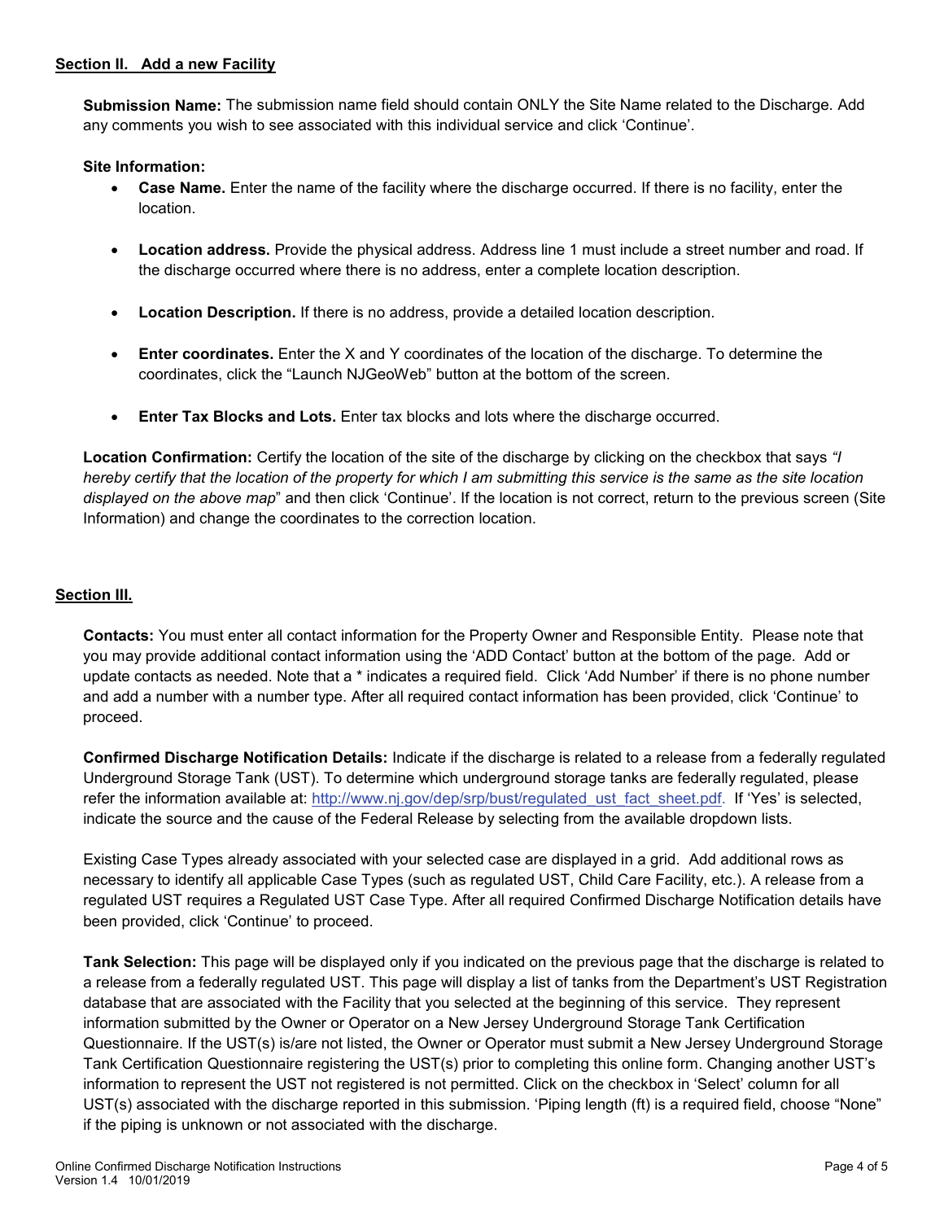## Section II. Add a new Facility

**Submission Name:** The submission name field should contain ONLY the Site Name related to the Discharge. Add any comments you wish to see associated with this individual service and click 'Continue'.

**Site Information:**

- **Case Name.** Enter the name of the facility where the discharge occurred. If there is no facility, enter the location.
- **Location address.** Provide the physical address. Address line 1 must include a street number and road. If the discharge occurred where there is no address, enter a complete location description.
- **Location Description.** If there is no address, provide a detailed location description.
- **Enter coordinates.** Enter the X and Y coordinates of the location of the discharge. To determine the coordinates, click the "Launch NJGeoWeb" button at the bottom of the screen.
- **Enter Tax Blocks and Lots.** Enter tax blocks and lots where the discharge occurred.

**Location Confirmation:** Certify the location of the site of the discharge by clicking on the checkbox that says *"I hereby certify that the location of the property for which I am submitting this service is the same as the site location displayed on the above map*" and then click 'Continue'. If the location is not correct, return to the previous screen (Site Information) and change the coordinates to the correction location.

## Section III.

**Contacts:** You must enter all contact information for the Property Owner and Responsible Entity. Please note that you may provide additional contact information using the 'ADD Contact' button at the bottom of the page. Add or update contacts as needed. Note that a * indicates a required field. Click 'Add Number' if there is no phone number and add a number with a number type. After all required contact information has been provided, click 'Continue' to proceed.

**Confirmed Discharge Notification Details:** Indicate if the discharge is related to a release from a federally regulated Underground Storage Tank (UST). To determine which underground storage tanks are federally regulated, please refer the information available at: [http://www.nj.gov/dep/srp/bust/regulated_ust_fact_sheet.pdf](http://www.nj.gov/dep/srp/bust/regulated_ust_fact_sheet.pdf). If 'Yes' is selected, indicate the source and the cause of the Federal Release by selecting from the available dropdown lists.

Existing Case Types already associated with your selected case are displayed in a grid. Add additional rows as necessary to identify all applicable Case Types (such as regulated UST, Child Care Facility, etc.). A release from a regulated UST requires a Regulated UST Case Type. After all required Confirmed Discharge Notification details have been provided, click 'Continue' to proceed.

**Tank Selection:** This page will be displayed only if you indicated on the previous page that the discharge is related to a release from a federally regulated UST. This page will display a list of tanks from the Department's UST Registration database that are associated with the Facility that you selected at the beginning of this service. They represent information submitted by the Owner or Operator on a New Jersey Underground Storage Tank Certification Questionnaire. If the UST(s) is/are not listed, the Owner or Operator must submit a New Jersey Underground Storage Tank Certification Questionnaire registering the UST(s) prior to completing this online form. Changing another UST's information to represent the UST not registered is not permitted. Click on the checkbox in 'Select' column for all UST(s) associated with the discharge reported in this submission. 'Piping length (ft) is a required field, choose "None" if the piping is unknown or not associated with the discharge.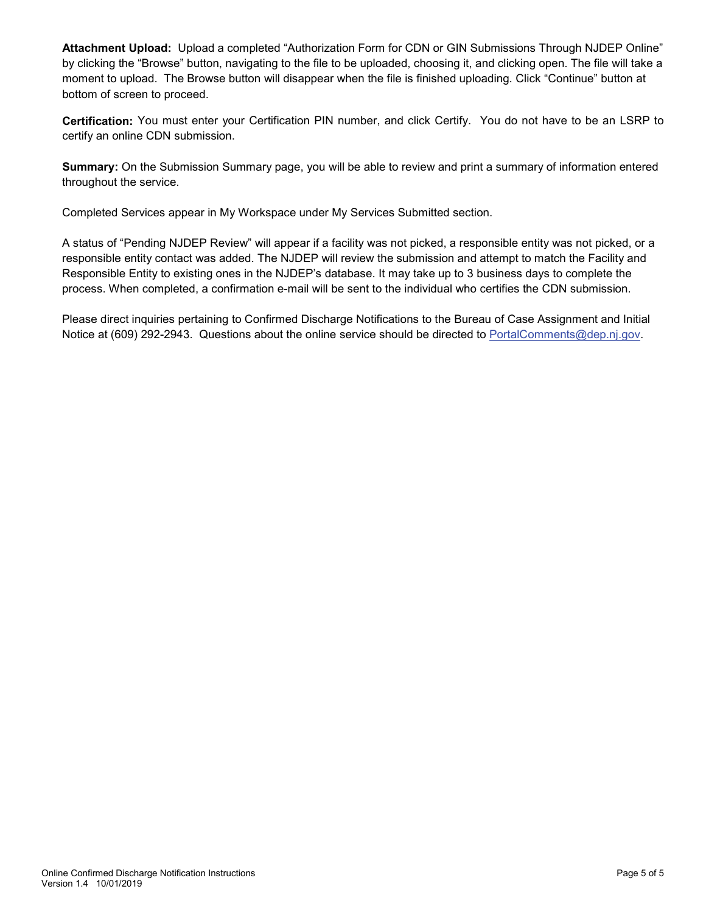**Attachment Upload:** Upload a completed "Authorization Form for CDN or GIN Submissions Through NJDEP Online" by clicking the "Browse" button, navigating to the file to be uploaded, choosing it, and clicking open. The file will take a moment to upload. The Browse button will disappear when the file is finished uploading. Click "Continue" button at bottom of screen to proceed.

**Certification:** You must enter your Certification PIN number, and click Certify. You do not have to be an LSRP to certify an online CDN submission.

**Summary:** On the Submission Summary page, you will be able to review and print a summary of information entered throughout the service.

Completed Services appear in My Workspace under My Services Submitted section.

A status of "Pending NJDEP Review" will appear if a facility was not picked, a responsible entity was not picked, or a responsible entity contact was added. The NJDEP will review the submission and attempt to match the Facility and Responsible Entity to existing ones in the NJDEP's database. It may take up to 3 business days to complete the process. When completed, a confirmation e-mail will be sent to the individual who certifies the CDN submission.

Please direct inquiries pertaining to Confirmed Discharge Notifications to the Bureau of Case Assignment and Initial Notice at (609) 292-2943. Questions about the online service should be directed to PortalComments@dep.nj.gov.